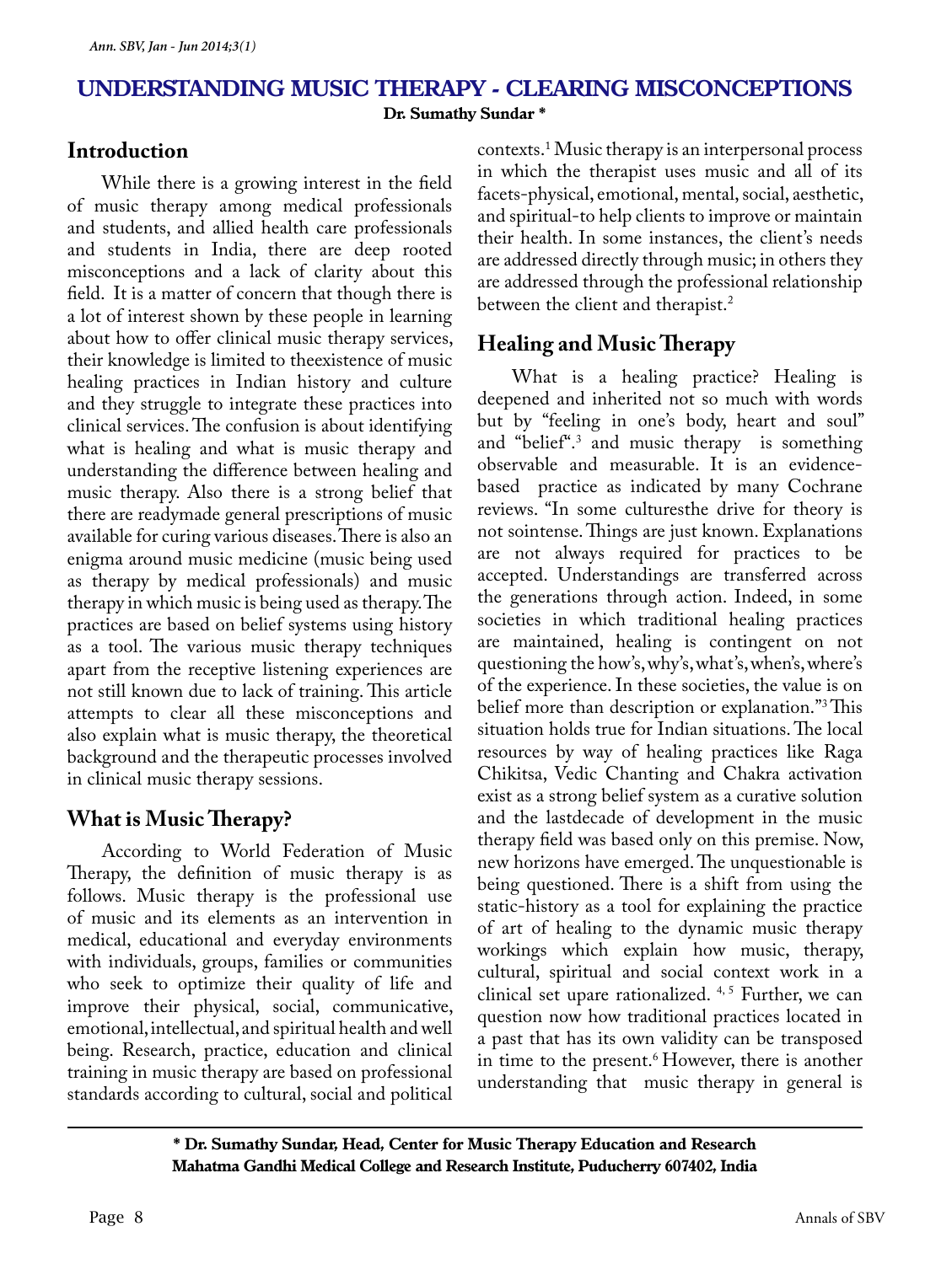# UNDERSTANDING MUSIC THERAPY - CLEARING MISCONCEPTIONS

**Dr. Sumathy Sundar ***

## Introduction

While there is a growing interest in the field of music therapy among medical professionals and students, and allied health care professionals and students in India, there are deep rooted misconceptions and a lack of clarity about this field. It is a matter of concern that though there is a lot of interest shown by these people in learning about how to offer clinical music therapy services, their knowledge is limited to theexistence of music healing practices in Indian history and culture and they struggle to integrate these practices into clinical services. The confusion is about identifying what is healing and what is music therapy and understanding the difference between healing and music therapy. Also there is a strong belief that there are readymade general prescriptions of music available for curing various diseases. There is also an enigma around music medicine (music being used as therapy by medical professionals) and music therapy in which music is being used as therapy. The practices are based on belief systems using history as a tool. The various music therapy techniques apart from the receptive listening experiences are not still known due to lack of training. This article attempts to clear all these misconceptions and also explain what is music therapy, the theoretical background and the therapeutic processes involved in clinical music therapy sessions.

## What is Music Therapy?

According to World Federation of Music Therapy, the definition of music therapy is as follows. Music therapy is the professional use of music and its elements as an intervention in medical, educational and everyday environments with individuals, groups, families or communities who seek to optimize their quality of life and improve their physical, social, communicative, emotional, intellectual, and spiritual health and well being. Research, practice, education and clinical training in music therapy are based on professional standards according to cultural, social and political contexts.[1] Music therapy is an interpersonal process in which the therapist uses music and all of its facets-physical, emotional, mental, social, aesthetic, and spiritual-to help clients to improve or maintain their health. In some instances, the client's needs are addressed directly through music; in others they are addressed through the professional relationship between the client and therapist.[2]

## Healing and Music Therapy

What is a healing practice? Healing is deepened and inherited not so much with words but by "feeling in one's body, heart and soul" and "belief".[3] and music therapy is something observable and measurable. It is an evidence-based practice as indicated by many Cochrane reviews. "In some culturesthe drive for theory is not sointense. Things are just known. Explanations are not always required for practices to be accepted. Understandings are transferred across the generations through action. Indeed, in some societies in which traditional healing practices are maintained, healing is contingent on not questioning the how's, why's, what's, when's, where's of the experience. In these societies, the value is on belief more than description or explanation."[3] This situation holds true for Indian situations. The local resources by way of healing practices like Raga Chikitsa, Vedic Chanting and Chakra activation exist as a strong belief system as a curative solution and the lastdecade of development in the music therapy field was based only on this premise. Now, new horizons have emerged. The unquestionable is being questioned. There is a shift from using the static-history as a tool for explaining the practice of art of healing to the dynamic music therapy workings which explain how music, therapy, cultural, spiritual and social context work in a clinical set upare rationalized.[4, 5] Further, we can question now how traditional practices located in a past that has its own validity can be transposed in time to the present.[6] However, there is another understanding that music therapy in general is

---

**\* Dr. Sumathy Sundar, Head, Center for Music Therapy Education and Research Mahatma Gandhi Medical College and Research Institute, Puducherry 607402, India**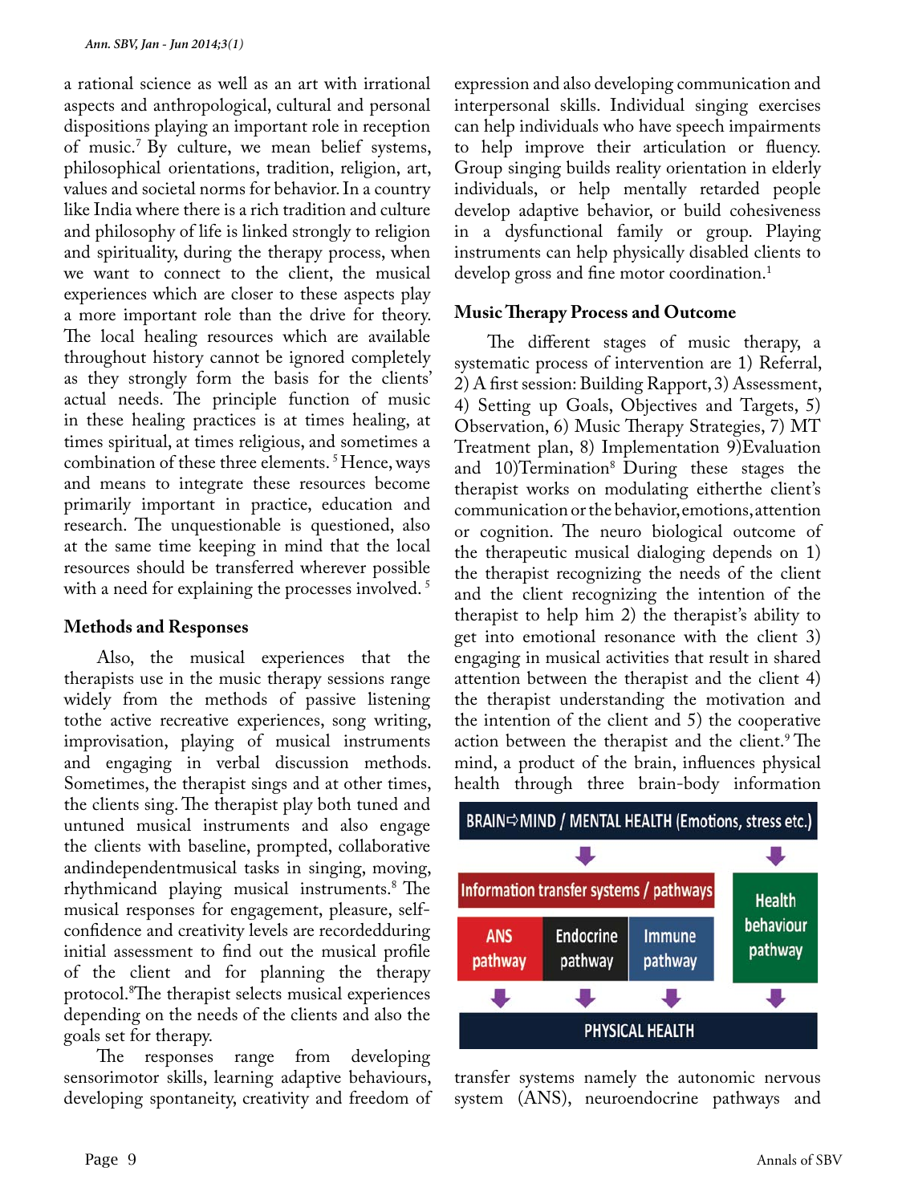a rational science as well as an art with irrational aspects and anthropological, cultural and personal dispositions playing an important role in reception of music.[7] By culture, we mean belief systems, philosophical orientations, tradition, religion, art, values and societal norms for behavior. In a country like India where there is a rich tradition and culture and philosophy of life is linked strongly to religion and spirituality, during the therapy process, when we want to connect to the client, the musical experiences which are closer to these aspects play a more important role than the drive for theory. The local healing resources which are available throughout history cannot be ignored completely as they strongly form the basis for the clients' actual needs. The principle function of music in these healing practices is at times healing, at times spiritual, at times religious, and sometimes a combination of these three elements. [5] Hence, ways and means to integrate these resources become primarily important in practice, education and research. The unquestionable is questioned, also at the same time keeping in mind that the local resources should be transferred wherever possible with a need for explaining the processes involved. [5]

## Methods and Responses

Also, the musical experiences that the therapists use in the music therapy sessions range widely from the methods of passive listening tothe active recreative experiences, song writing, improvisation, playing of musical instruments and engaging in verbal discussion methods. Sometimes, the therapist sings and at other times, the clients sing. The therapist play both tuned and untuned musical instruments and also engage the clients with baseline, prompted, collaborative andindependentmusical tasks in singing, moving, rhythmicand playing musical instruments.[8] The musical responses for engagement, pleasure, self-confidence and creativity levels are recordedduring initial assessment to find out the musical profile of the client and for planning the therapy protocol.[8]The therapist selects musical experiences depending on the needs of the clients and also the goals set for therapy.

The responses range from developing sensorimotor skills, learning adaptive behaviours, developing spontaneity, creativity and freedom of expression and also developing communication and interpersonal skills. Individual singing exercises can help individuals who have speech impairments to help improve their articulation or fluency. Group singing builds reality orientation in elderly individuals, or help mentally retarded people develop adaptive behavior, or build cohesiveness in a dysfunctional family or group. Playing instruments can help physically disabled clients to develop gross and fine motor coordination.[1]

## Music Therapy Process and Outcome

The different stages of music therapy, a systematic process of intervention are 1) Referral, 2) A first session: Building Rapport, 3) Assessment, 4) Setting up Goals, Objectives and Targets, 5) Observation, 6) Music Therapy Strategies, 7) MT Treatment plan, 8) Implementation 9)Evaluation and 10)Termination[8] During these stages the therapist works on modulating eitherthe client's communication or the behavior, emotions, attention or cognition. The neuro biological outcome of the therapeutic musical dialoging depends on 1) the therapist recognizing the needs of the client and the client recognizing the intention of the therapist to help him 2) the therapist's ability to get into emotional resonance with the client 3) engaging in musical activities that result in shared attention between the therapist and the client 4) the therapist understanding the motivation and the intention of the client and 5) the cooperative action between the therapist and the client.[9] The mind, a product of the brain, influences physical health through three brain-body information transfer systems namely the autonomic nervous system (ANS), neuroendocrine pathways and

BRAIN⇨MIND / MENTAL HEALTH (Emotions, stress etc.)

Information transfer systems / pathways: ANS pathway | Endocrine pathway | Immune pathway

Health behaviour pathway

PHYSICAL HEALTH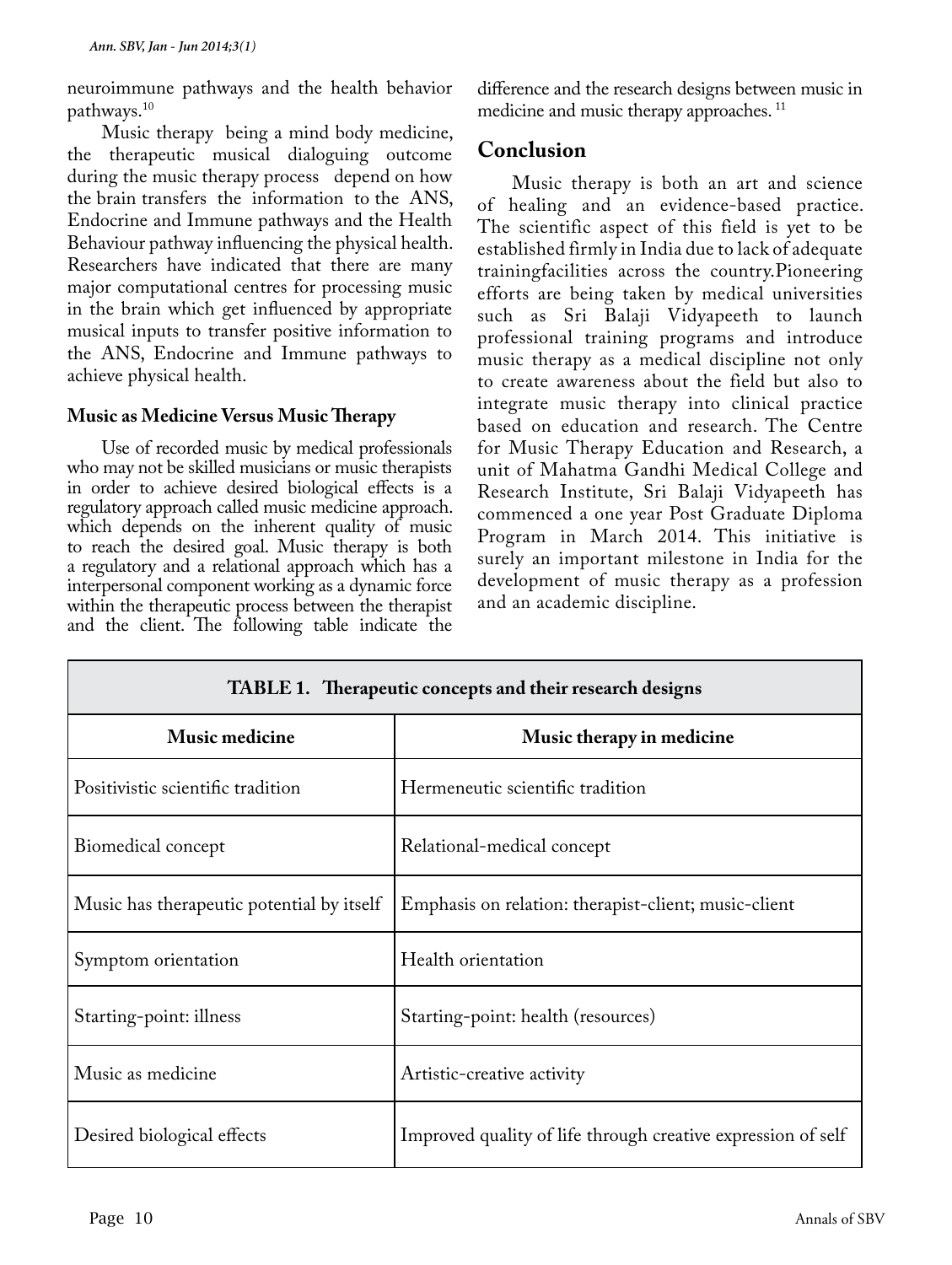neuroimmune pathways and the health behavior pathways.[10]

Music therapy being a mind body medicine, the therapeutic musical dialoguing outcome during the music therapy process depend on how the brain transfers the information to the ANS, Endocrine and Immune pathways and the Health Behaviour pathway influencing the physical health. Researchers have indicated that there are many major computational centres for processing music in the brain which get influenced by appropriate musical inputs to transfer positive information to the ANS, Endocrine and Immune pathways to achieve physical health.

### Music as Medicine Versus Music Therapy

Use of recorded music by medical professionals who may not be skilled musicians or music therapists in order to achieve desired biological effects is a regulatory approach called music medicine approach. which depends on the inherent quality of music to reach the desired goal. Music therapy is both a regulatory and a relational approach which has a interpersonal component working as a dynamic force within the therapeutic process between the therapist and the client. The following table indicate the difference and the research designs between music in medicine and music therapy approaches. [11]

## Conclusion

Music therapy is both an art and science of healing and an evidence-based practice. The scientific aspect of this field is yet to be established firmly in India due to lack of adequate trainingfacilities across the country.Pioneering efforts are being taken by medical universities such as Sri Balaji Vidyapeeth to launch professional training programs and introduce music therapy as a medical discipline not only to create awareness about the field but also to integrate music therapy into clinical practice based on education and research. The Centre for Music Therapy Education and Research, a unit of Mahatma Gandhi Medical College and Research Institute, Sri Balaji Vidyapeeth has commenced a one year Post Graduate Diploma Program in March 2014. This initiative is surely an important milestone in India for the development of music therapy as a profession and an academic discipline.

**TABLE 1. Therapeutic concepts and their research designs**

| Music medicine | Music therapy in medicine |
|---|---|
| Positivistic scientific tradition | Hermeneutic scientific tradition |
| Biomedical concept | Relational-medical concept |
| Music has therapeutic potential by itself | Emphasis on relation: therapist-client; music-client |
| Symptom orientation | Health orientation |
| Starting-point: illness | Starting-point: health (resources) |
| Music as medicine | Artistic-creative activity |
| Desired biological effects | Improved quality of life through creative expression of self |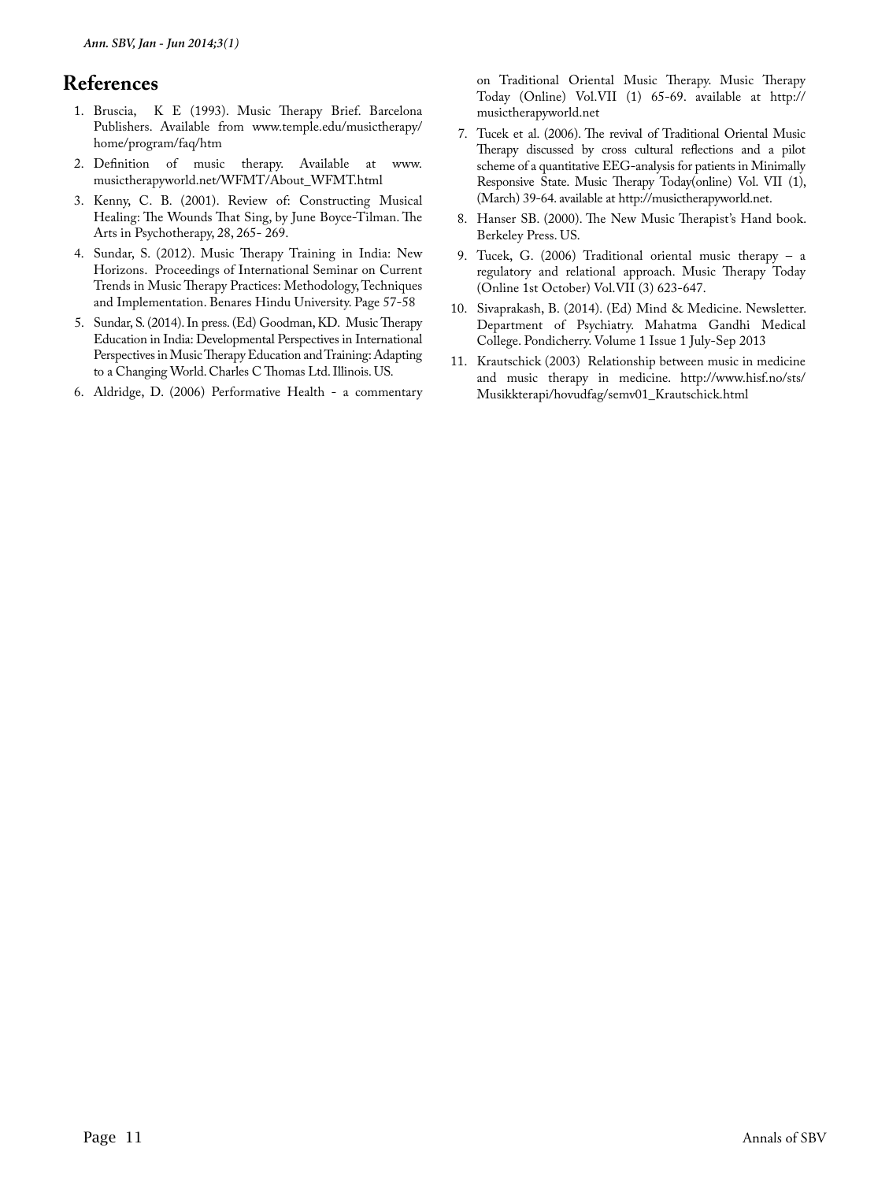## References

1. Bruscia, K E (1993). Music Therapy Brief. Barcelona Publishers. Available from www.temple.edu/musictherapy/home/program/faq/htm
2. Definition of music therapy. Available at www.musictherapyworld.net/WFMT/About_WFMT.html
3. Kenny, C. B. (2001). Review of: Constructing Musical Healing: The Wounds That Sing, by June Boyce-Tilman. The Arts in Psychotherapy, 28, 265- 269.
4. Sundar, S. (2012). Music Therapy Training in India: New Horizons. Proceedings of International Seminar on Current Trends in Music Therapy Practices: Methodology, Techniques and Implementation. Benares Hindu University. Page 57-58
5. Sundar, S. (2014). In press. (Ed) Goodman, KD. Music Therapy Education in India: Developmental Perspectives in International Perspectives in Music Therapy Education and Training: Adapting to a Changing World. Charles C Thomas Ltd. Illinois. US.
6. Aldridge, D. (2006) Performative Health - a commentary on Traditional Oriental Music Therapy. Music Therapy Today (Online) Vol.VII (1) 65-69. available at http://musictherapyworld.net
7. Tucek et al. (2006). The revival of Traditional Oriental Music Therapy discussed by cross cultural reflections and a pilot scheme of a quantitative EEG-analysis for patients in Minimally Responsive State. Music Therapy Today(online) Vol. VII (1), (March) 39-64. available at http://musictherapyworld.net.
8. Hanser SB. (2000). The New Music Therapist's Hand book. Berkeley Press. US.
9. Tucek, G. (2006) Traditional oriental music therapy – a regulatory and relational approach. Music Therapy Today (Online 1st October) Vol.VII (3) 623-647.
10. Sivaprakash, B. (2014). (Ed) Mind & Medicine. Newsletter. Department of Psychiatry. Mahatma Gandhi Medical College. Pondicherry. Volume 1 Issue 1 July-Sep 2013
11. Krautschick (2003) Relationship between music in medicine and music therapy in medicine. http://www.hisf.no/sts/Musikkterapi/hovudfag/semv01_Krautschick.html